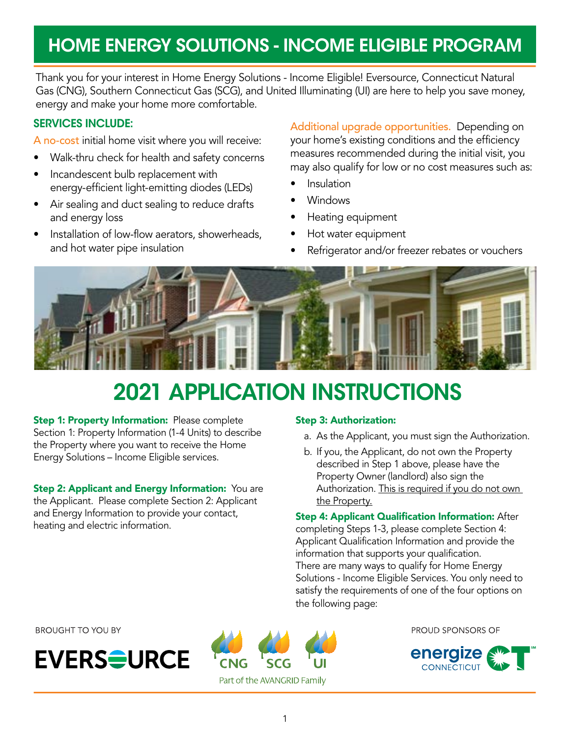# HOME ENERGY SOLUTIONS - INCOME ELIGIBLE PROGRAM

Thank you for your interest in Home Energy Solutions - Income Eligible! Eversource, Connecticut Natural Gas (CNG), Southern Connecticut Gas (SCG), and United Illuminating (UI) are here to help you save money, energy and make your home more comfortable.

### SERVICES INCLUDE:

A no-cost initial home visit where you will receive:

- Walk-thru check for health and safety concerns
- Incandescent bulb replacement with energy-efficient light-emitting diodes (LEDs)
- Air sealing and duct sealing to reduce drafts and energy loss
- Installation of low-flow aerators, showerheads, and hot water pipe insulation

Additional upgrade opportunities. Depending on your home's existing conditions and the efficiency measures recommended during the initial visit, you may also qualify for low or no cost measures such as:

- Insulation
- Windows
- Heating equipment
- Hot water equipment
- Refrigerator and/or freezer rebates or vouchers

## 2021 APPLICATION INSTRUCTIONS

**Step 1: Property Information:** Please complete Section 1: Property Information (1-4 Units) to describe the Property where you want to receive the Home Energy Solutions – Income Eligible services.

**Step 2: Applicant and Energy Information:** You are the Applicant. Please complete Section 2: Applicant and Energy Information to provide your contact, heating and electric information.

**Step 3: Authorization:**

a. As the Applicant, you must sign the Authorization.

b. If you, the Applicant, do not own the Property described in Step 1 above, please have the Property Owner (landlord) also sign the Authorization. This is required if you do not own the Property.

**Step 4: Applicant Qualification Information:** After completing Steps 1-3, please complete Section 4: Applicant Qualification Information and provide the information that supports your qualification. There are many ways to qualify for Home Energy Solutions - Income Eligible Services. You only need to satisfy the requirements of one of the four options on the following page:

BROUGHT TO YOU BY

EVERSOURCE

CNG SCG UI

Part of the AVANGRID Family

PROUD SPONSORS OF

energize CONNECTICUT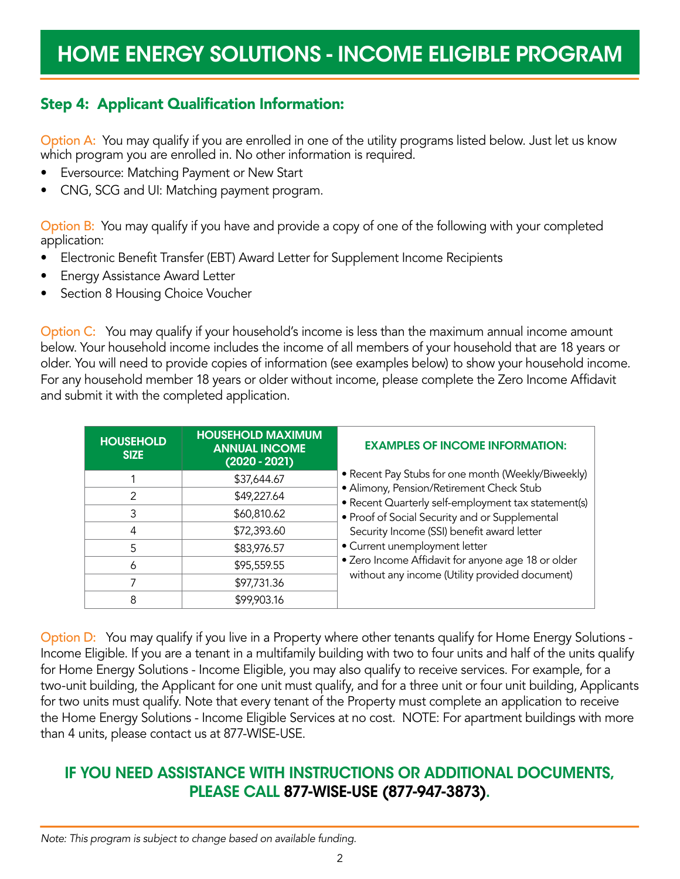# HOME ENERGY SOLUTIONS - INCOME ELIGIBLE PROGRAM

## Step 4: Applicant Qualification Information:

Option A: You may qualify if you are enrolled in one of the utility programs listed below. Just let us know which program you are enrolled in. No other information is required.

- Eversource: Matching Payment or New Start
- CNG, SCG and UI: Matching payment program.

Option B: You may qualify if you have and provide a copy of one of the following with your completed application:

- Electronic Benefit Transfer (EBT) Award Letter for Supplement Income Recipients
- Energy Assistance Award Letter
- Section 8 Housing Choice Voucher

Option C: You may qualify if your household's income is less than the maximum annual income amount below. Your household income includes the income of all members of your household that are 18 years or older. You will need to provide copies of information (see examples below) to show your household income. For any household member 18 years or older without income, please complete the Zero Income Affidavit and submit it with the completed application.

| HOUSEHOLD SIZE | HOUSEHOLD MAXIMUM ANNUAL INCOME (2020 - 2021) |
|---|---|
| 1 | $37,644.67 |
| 2 | $49,227.64 |
| 3 | $60,810.62 |
| 4 | $72,393.60 |
| 5 | $83,976.57 |
| 6 | $95,559.55 |
| 7 | $97,731.36 |
| 8 | $99,903.16 |

**EXAMPLES OF INCOME INFORMATION:**

- Recent Pay Stubs for one month (Weekly/Biweekly)
- Alimony, Pension/Retirement Check Stub
- Recent Quarterly self-employment tax statement(s)
- Proof of Social Security and or Supplemental Security Income (SSI) benefit award letter
- Current unemployment letter
- Zero Income Affidavit for anyone age 18 or older without any income (Utility provided document)

Option D: You may qualify if you live in a Property where other tenants qualify for Home Energy Solutions - Income Eligible. If you are a tenant in a multifamily building with two to four units and half of the units qualify for Home Energy Solutions - Income Eligible, you may also qualify to receive services. For example, for a two-unit building, the Applicant for one unit must qualify, and for a three unit or four unit building, Applicants for two units must qualify. Note that every tenant of the Property must complete an application to receive the Home Energy Solutions - Income Eligible Services at no cost. NOTE: For apartment buildings with more than 4 units, please contact us at 877-WISE-USE.

## IF YOU NEED ASSISTANCE WITH INSTRUCTIONS OR ADDITIONAL DOCUMENTS, PLEASE CALL 877-WISE-USE (877-947-3873).

*Note: This program is subject to change based on available funding.*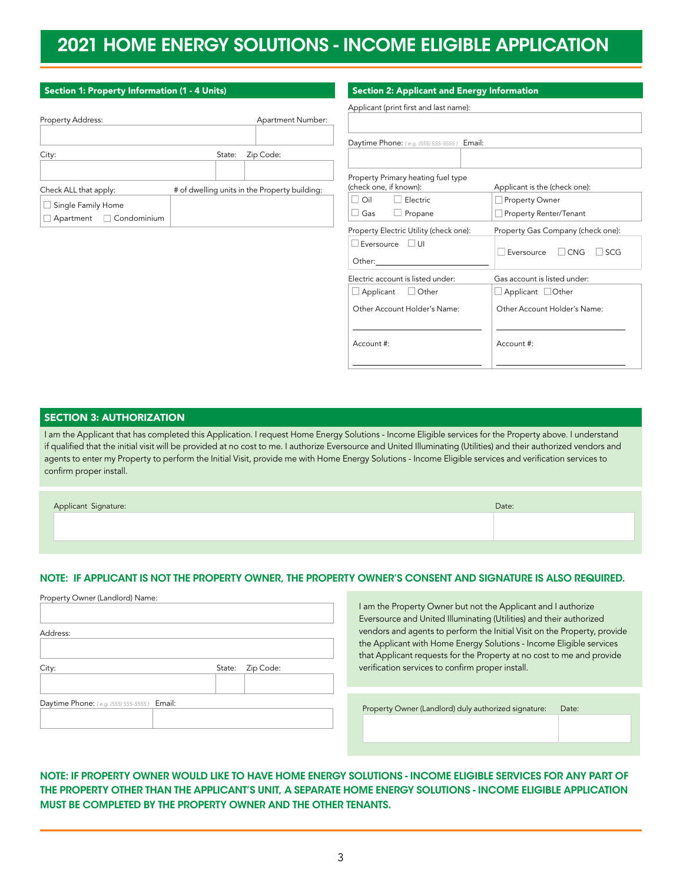# 2021 HOME ENERGY SOLUTIONS - INCOME ELIGIBLE APPLICATION

## Section 1: Property Information (1 - 4 Units)

Property Address: ______________________ Apartment Number: __________

City: ______________________ State: ______ Zip Code: __________

Check ALL that apply:

- ☐ Single Family Home
- ☐ Apartment ☐ Condominium

# of dwelling units in the Property building: __________

## Section 2: Applicant and Energy Information

Applicant (print first and last name): ______________________

Daytime Phone: *( e.g. (555) 555-5555 )* ______________ Email: ______________________

Property Primary heating fuel type (check one, if known):

- ☐ Oil ☐ Electric
- ☐ Gas ☐ Propane

Applicant is the (check one):

- ☐ Property Owner
- ☐ Property Renter/Tenant

Property Electric Utility (check one):

- ☐ Eversource ☐ UI
- Other: ______________

Property Gas Company (check one):

- ☐ Eversource ☐ CNG ☐ SCG

Electric account is listed under:

- ☐ Applicant ☐ Other

Other Account Holder's Name: ______________________

Account #: ______________________

Gas account is listed under:

- ☐ Applicant ☐Other

Other Account Holder's Name: ______________________

Account #: ______________________

## SECTION 3: AUTHORIZATION

I am the Applicant that has completed this Application. I request Home Energy Solutions - Income Eligible services for the Property above. I understand if qualified that the initial visit will be provided at no cost to me. I authorize Eversource and United Illuminating (Utilities) and their authorized vendors and agents to enter my Property to perform the Initial Visit, provide me with Home Energy Solutions - Income Eligible services and verification services to confirm proper install.

Applicant Signature: ______________________ Date: __________

**NOTE: IF APPLICANT IS NOT THE PROPERTY OWNER, THE PROPERTY OWNER'S CONSENT AND SIGNATURE IS ALSO REQUIRED.**

Property Owner (Landlord) Name: ______________________

Address: ______________________

City: ______________________ State: ______ Zip Code: __________

Daytime Phone: *( e.g. (555) 555-5555 )* ______________ Email: ______________________

I am the Property Owner but not the Applicant and I authorize Eversource and United Illuminating (Utilities) and their authorized vendors and agents to perform the Initial Visit on the Property, provide the Applicant with Home Energy Solutions - Income Eligible services that Applicant requests for the Property at no cost to me and provide verification services to confirm proper install.

Property Owner (Landlord) duly authorized signature: ______________________ Date: __________

**NOTE: IF PROPERTY OWNER WOULD LIKE TO HAVE HOME ENERGY SOLUTIONS - INCOME ELIGIBLE SERVICES FOR ANY PART OF THE PROPERTY OTHER THAN THE APPLICANT'S UNIT, A SEPARATE HOME ENERGY SOLUTIONS - INCOME ELIGIBLE APPLICATION MUST BE COMPLETED BY THE PROPERTY OWNER AND THE OTHER TENANTS.**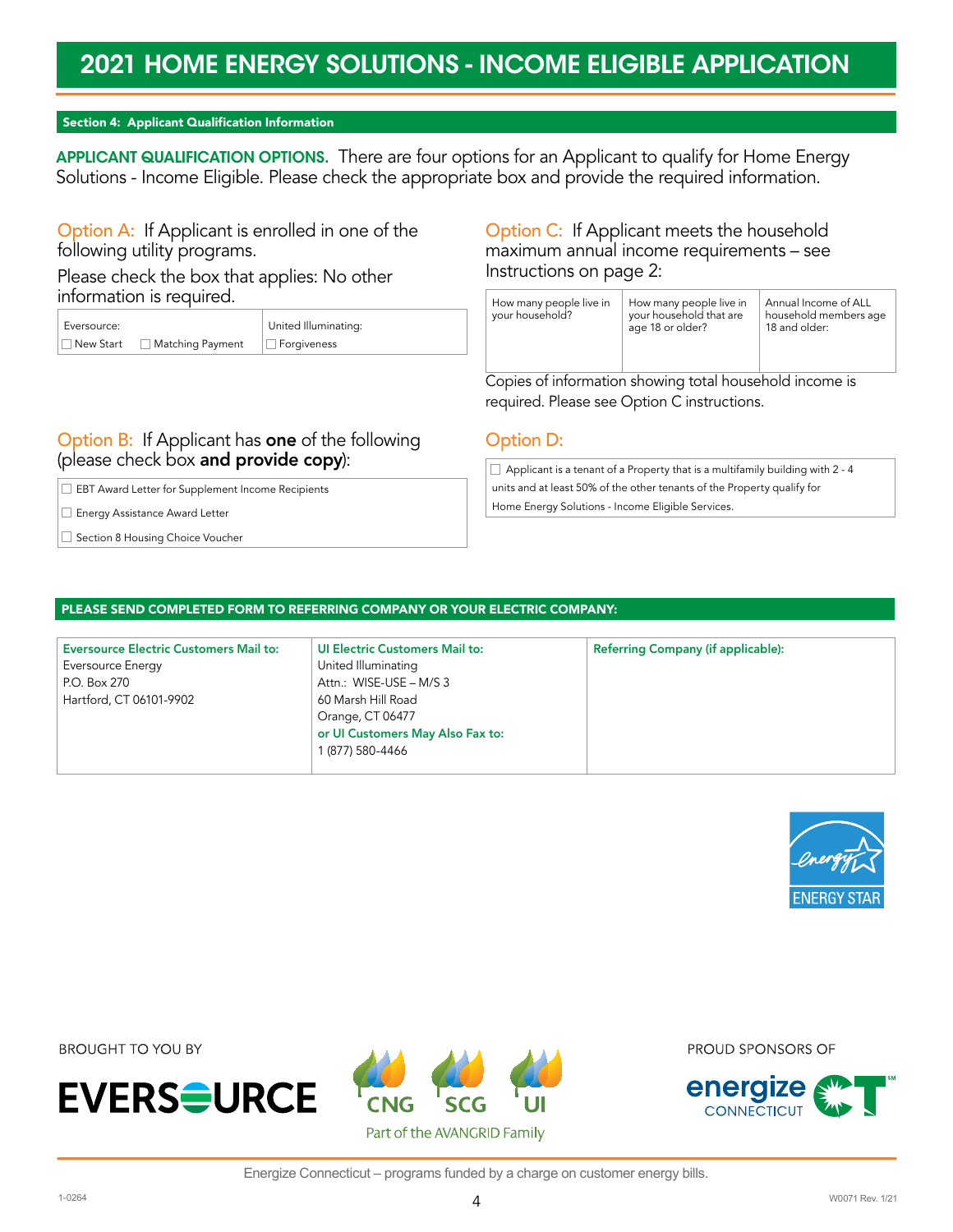# 2021 HOME ENERGY SOLUTIONS - INCOME ELIGIBLE APPLICATION

## Section 4: Applicant Qualification Information

**APPLICANT QUALIFICATION OPTIONS.** There are four options for an Applicant to qualify for Home Energy Solutions - Income Eligible. Please check the appropriate box and provide the required information.

### Option A: If Applicant is enrolled in one of the following utility programs.

Please check the box that applies: No other information is required.

| Eversource: | | United Illuminating: |
|---|---|---|
| ☐ New Start | ☐ Matching Payment | ☐ Forgiveness |

### Option B: If Applicant has **one** of the following (please check box **and provide copy**):

- ☐ EBT Award Letter for Supplement Income Recipients
- ☐ Energy Assistance Award Letter
- ☐ Section 8 Housing Choice Voucher

### Option C: If Applicant meets the household maximum annual income requirements – see Instructions on page 2:

| How many people live in your household? | How many people live in your household that are age 18 or older? | Annual Income of ALL household members age 18 and older: |
|---|---|---|
| | | |

Copies of information showing total household income is required. Please see Option C instructions.

### Option D:

☐ Applicant is a tenant of a Property that is a multifamily building with 2 - 4 units and at least 50% of the other tenants of the Property qualify for Home Energy Solutions - Income Eligible Services.

## PLEASE SEND COMPLETED FORM TO REFERRING COMPANY OR YOUR ELECTRIC COMPANY:

| Eversource Electric Customers Mail to: | UI Electric Customers Mail to: | Referring Company (if applicable): |
|---|---|---|
| Eversource Energy<br>P.O. Box 270<br>Hartford, CT 06101-9902 | United Illuminating<br>Attn.: WISE-USE – M/S 3<br>60 Marsh Hill Road<br>Orange, CT 06477<br>**or UI Customers May Also Fax to:**<br>1 (877) 580-4466 | |

ENERGY STAR

BROUGHT TO YOU BY

EVERSOURCE

CNG SCG UI

Part of the AVANGRID Family

PROUD SPONSORS OF

energize CONNECTICUT

Energize Connecticut – programs funded by a charge on customer energy bills.

1-0264

W0071 Rev. 1/21